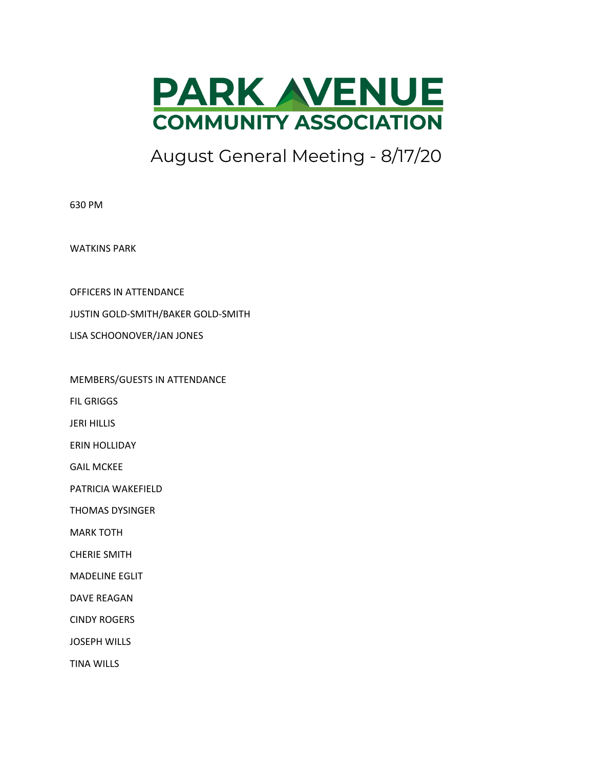# PARK AVENUE COMMUNITY ASSOCIATION

## August General Meeting - 8/17/20

630 PM

WATKINS PARK

OFFICERS IN ATTENDANCE

JUSTIN GOLD-SMITH/BAKER GOLD-SMITH

LISA SCHOONOVER/JAN JONES

MEMBERS/GUESTS IN ATTENDANCE

FIL GRIGGS

JERI HILLIS

ERIN HOLLIDAY

GAIL MCKEE

PATRICIA WAKEFIELD

THOMAS DYSINGER

MARK TOTH

CHERIE SMITH

MADELINE EGLIT

DAVE REAGAN

CINDY ROGERS

JOSEPH WILLS

TINA WILLS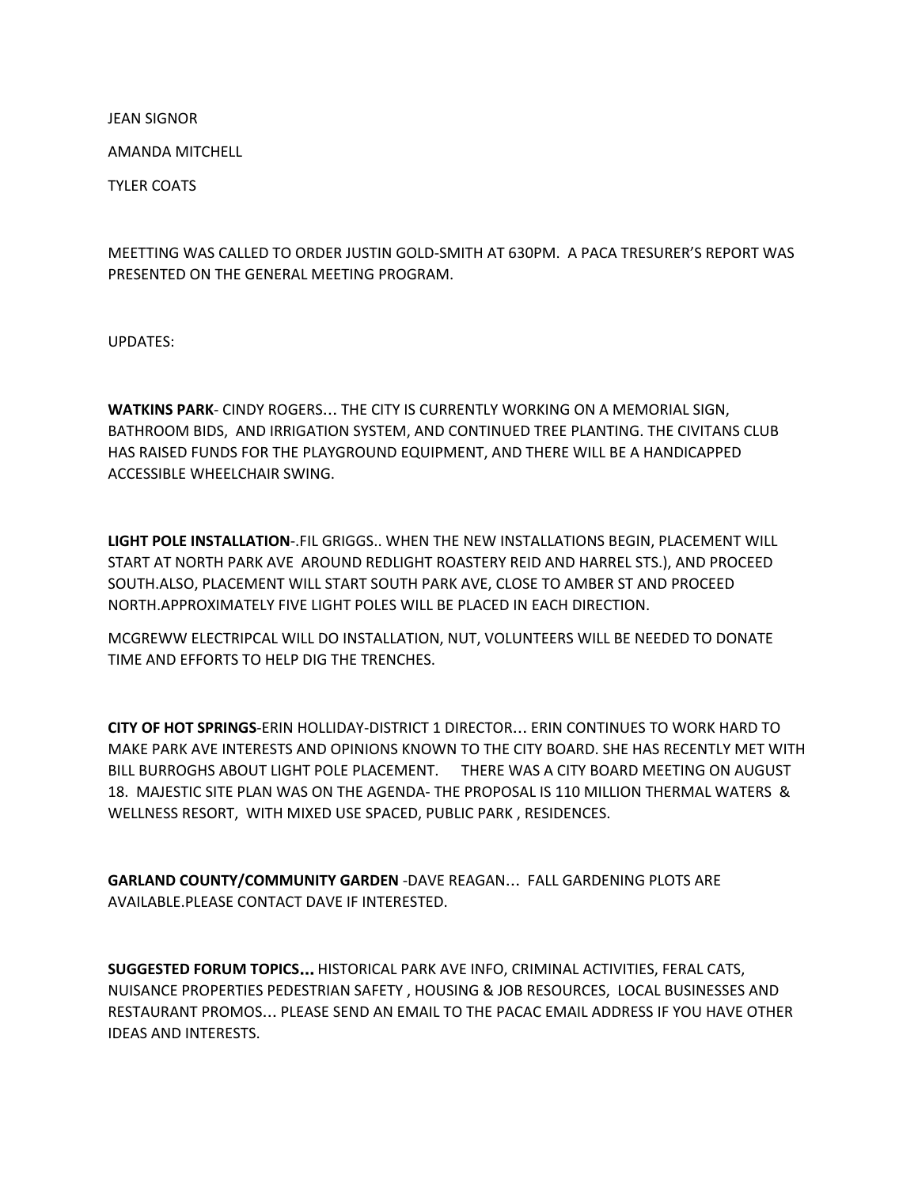JEAN SIGNOR

AMANDA MITCHELL

TYLER COATS

MEETTING WAS CALLED TO ORDER JUSTIN GOLD-SMITH AT 630PM. A PACA TRESURER'S REPORT WAS PRESENTED ON THE GENERAL MEETING PROGRAM.

UPDATES:

**WATKINS PARK**- CINDY ROGERS… THE CITY IS CURRENTLY WORKING ON A MEMORIAL SIGN, BATHROOM BIDS, AND IRRIGATION SYSTEM, AND CONTINUED TREE PLANTING. THE CIVITANS CLUB HAS RAISED FUNDS FOR THE PLAYGROUND EQUIPMENT, AND THERE WILL BE A HANDICAPPED ACCESSIBLE WHEELCHAIR SWING.

**LIGHT POLE INSTALLATION**-.FIL GRIGGS.. WHEN THE NEW INSTALLATIONS BEGIN, PLACEMENT WILL START AT NORTH PARK AVE AROUND REDLIGHT ROASTERY REID AND HARREL STS.), AND PROCEED SOUTH.ALSO, PLACEMENT WILL START SOUTH PARK AVE, CLOSE TO AMBER ST AND PROCEED NORTH.APPROXIMATELY FIVE LIGHT POLES WILL BE PLACED IN EACH DIRECTION.

MCGREWW ELECTRIPCAL WILL DO INSTALLATION, NUT, VOLUNTEERS WILL BE NEEDED TO DONATE TIME AND EFFORTS TO HELP DIG THE TRENCHES.

**CITY OF HOT SPRINGS**-ERIN HOLLIDAY-DISTRICT 1 DIRECTOR… ERIN CONTINUES TO WORK HARD TO MAKE PARK AVE INTERESTS AND OPINIONS KNOWN TO THE CITY BOARD. SHE HAS RECENTLY MET WITH BILL BURROGHS ABOUT LIGHT POLE PLACEMENT. THERE WAS A CITY BOARD MEETING ON AUGUST 18. MAJESTIC SITE PLAN WAS ON THE AGENDA- THE PROPOSAL IS 110 MILLION THERMAL WATERS & WELLNESS RESORT, WITH MIXED USE SPACED, PUBLIC PARK , RESIDENCES.

**GARLAND COUNTY/COMMUNITY GARDEN** -DAVE REAGAN… FALL GARDENING PLOTS ARE AVAILABLE.PLEASE CONTACT DAVE IF INTERESTED.

**SUGGESTED FORUM TOPICS…** HISTORICAL PARK AVE INFO, CRIMINAL ACTIVITIES, FERAL CATS, NUISANCE PROPERTIES PEDESTRIAN SAFETY , HOUSING & JOB RESOURCES, LOCAL BUSINESSES AND RESTAURANT PROMOS… PLEASE SEND AN EMAIL TO THE PACAC EMAIL ADDRESS IF YOU HAVE OTHER IDEAS AND INTERESTS.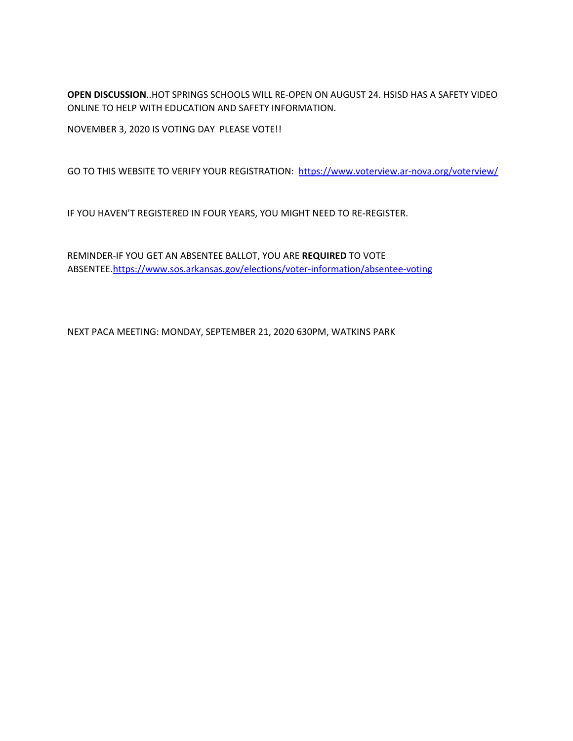**OPEN DISCUSSION**..HOT SPRINGS SCHOOLS WILL RE-OPEN ON AUGUST 24. HSISD HAS A SAFETY VIDEO ONLINE TO HELP WITH EDUCATION AND SAFETY INFORMATION.

NOVEMBER 3, 2020 IS VOTING DAY PLEASE VOTE!!

GO TO THIS WEBSITE TO VERIFY YOUR REGISTRATION: https://www.voterview.ar-nova.org/voterview/

IF YOU HAVEN'T REGISTERED IN FOUR YEARS, YOU MIGHT NEED TO RE-REGISTER.

REMINDER-IF YOU GET AN ABSENTEE BALLOT, YOU ARE **REQUIRED** TO VOTE ABSENTEE.https://www.sos.arkansas.gov/elections/voter-information/absentee-voting

NEXT PACA MEETING: MONDAY, SEPTEMBER 21, 2020 630PM, WATKINS PARK